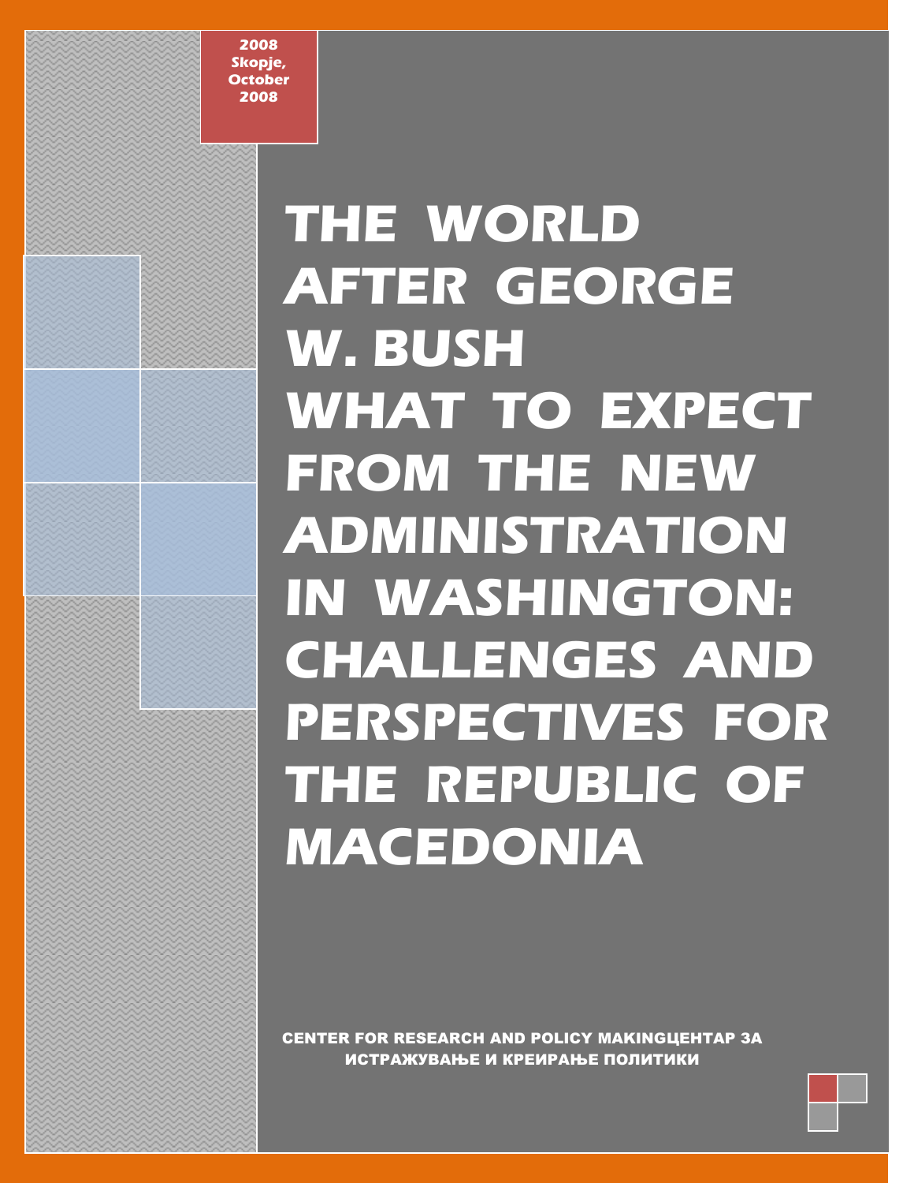2008
Skopje,
October
2008

# THE WORLD AFTER GEORGE W. BUSH WHAT TO EXPECT FROM THE NEW ADMINISTRATION IN WASHINGTON: CHALLENGES AND PERSPECTIVES FOR THE REPUBLIC OF MACEDONIA

CENTER FOR RESEARCH AND POLICY MAKINGЦЕНТАР ЗА ИСТРАЖУВАЊЕ И КРЕИРАЊЕ ПОЛИТИКИ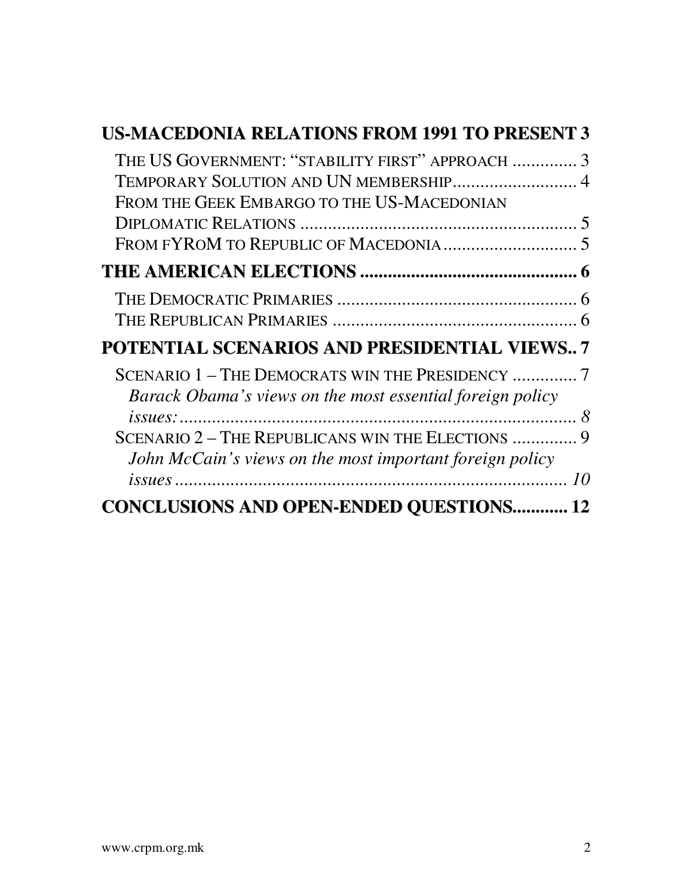**US-MACEDONIA RELATIONS FROM 1991 TO PRESENT 3**

THE US GOVERNMENT: "STABILITY FIRST" APPROACH .............. 3
TEMPORARY SOLUTION AND UN MEMBERSHIP........................... 4
FROM THE GEEK EMBARGO TO THE US-MACEDONIAN DIPLOMATIC RELATIONS ............................................................ 5
FROM FYROM TO REPUBLIC OF MACEDONIA............................. 5

**THE AMERICAN ELECTIONS ................................................ 6**

THE DEMOCRATIC PRIMARIES ..................................................... 6
THE REPUBLICAN PRIMARIES ...................................................... 6

**POTENTIAL SCENARIOS AND PRESIDENTIAL VIEWS.. 7**

SCENARIO 1 – THE DEMOCRATS WIN THE PRESIDENCY .............. 7
*Barack Obama's views on the most essential foreign policy issues:........................................................................................ 8*
SCENARIO 2 – THE REPUBLICANS WIN THE ELECTIONS .............. 9
*John McCain's views on the most important foreign policy issues ........................................................................................ 10*

**CONCLUSIONS AND OPEN-ENDED QUESTIONS............ 12**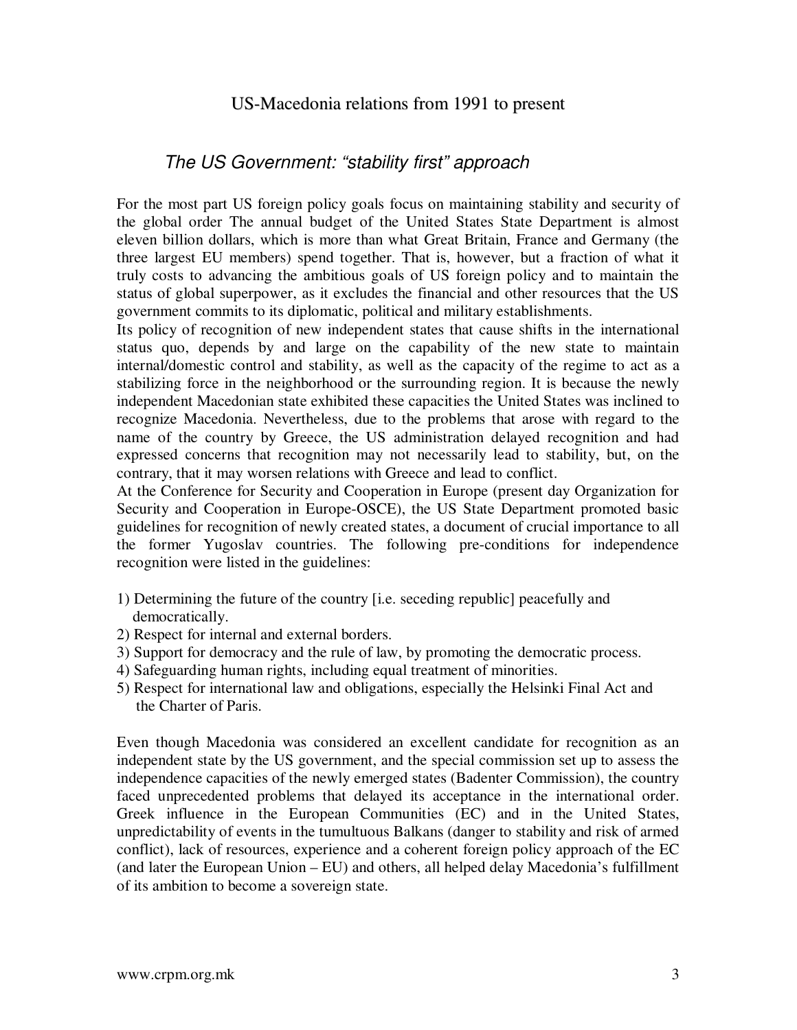# US-Macedonia relations from 1991 to present

## *The US Government: "stability first" approach*

For the most part US foreign policy goals focus on maintaining stability and security of the global order The annual budget of the United States State Department is almost eleven billion dollars, which is more than what Great Britain, France and Germany (the three largest EU members) spend together. That is, however, but a fraction of what it truly costs to advancing the ambitious goals of US foreign policy and to maintain the status of global superpower, as it excludes the financial and other resources that the US government commits to its diplomatic, political and military establishments.

Its policy of recognition of new independent states that cause shifts in the international status quo, depends by and large on the capability of the new state to maintain internal/domestic control and stability, as well as the capacity of the regime to act as a stabilizing force in the neighborhood or the surrounding region. It is because the newly independent Macedonian state exhibited these capacities the United States was inclined to recognize Macedonia. Nevertheless, due to the problems that arose with regard to the name of the country by Greece, the US administration delayed recognition and had expressed concerns that recognition may not necessarily lead to stability, but, on the contrary, that it may worsen relations with Greece and lead to conflict.

At the Conference for Security and Cooperation in Europe (present day Organization for Security and Cooperation in Europe-OSCE), the US State Department promoted basic guidelines for recognition of newly created states, a document of crucial importance to all the former Yugoslav countries. The following pre-conditions for independence recognition were listed in the guidelines:

1) Determining the future of the country [i.e. seceding republic] peacefully and democratically.
2) Respect for internal and external borders.
3) Support for democracy and the rule of law, by promoting the democratic process.
4) Safeguarding human rights, including equal treatment of minorities.
5) Respect for international law and obligations, especially the Helsinki Final Act and the Charter of Paris.

Even though Macedonia was considered an excellent candidate for recognition as an independent state by the US government, and the special commission set up to assess the independence capacities of the newly emerged states (Badenter Commission), the country faced unprecedented problems that delayed its acceptance in the international order. Greek influence in the European Communities (EC) and in the United States, unpredictability of events in the tumultuous Balkans (danger to stability and risk of armed conflict), lack of resources, experience and a coherent foreign policy approach of the EC (and later the European Union – EU) and others, all helped delay Macedonia's fulfillment of its ambition to become a sovereign state.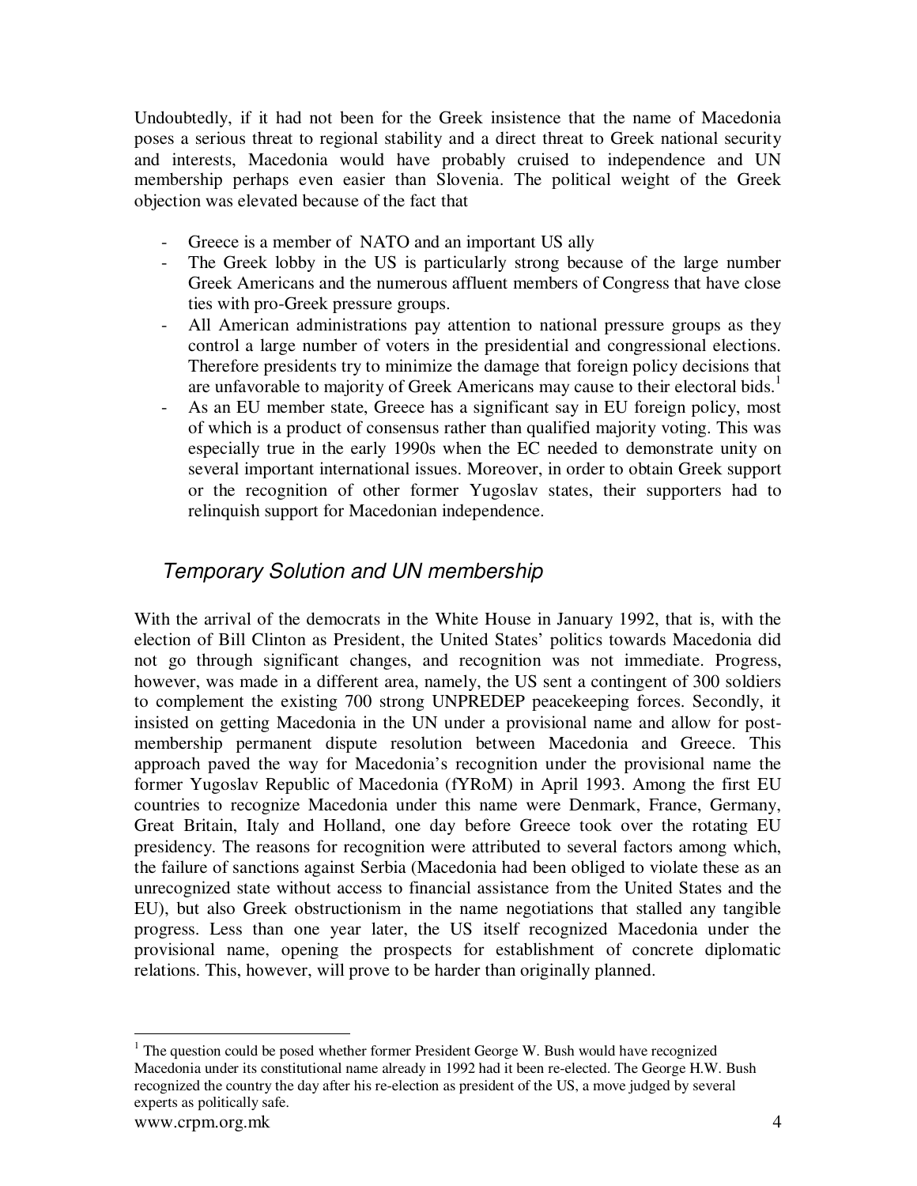Undoubtedly, if it had not been for the Greek insistence that the name of Macedonia poses a serious threat to regional stability and a direct threat to Greek national security and interests, Macedonia would have probably cruised to independence and UN membership perhaps even easier than Slovenia. The political weight of the Greek objection was elevated because of the fact that

- Greece is a member of NATO and an important US ally
- The Greek lobby in the US is particularly strong because of the large number Greek Americans and the numerous affluent members of Congress that have close ties with pro-Greek pressure groups.
- All American administrations pay attention to national pressure groups as they control a large number of voters in the presidential and congressional elections. Therefore presidents try to minimize the damage that foreign policy decisions that are unfavorable to majority of Greek Americans may cause to their electoral bids.[1]
- As an EU member state, Greece has a significant say in EU foreign policy, most of which is a product of consensus rather than qualified majority voting. This was especially true in the early 1990s when the EC needed to demonstrate unity on several important international issues. Moreover, in order to obtain Greek support or the recognition of other former Yugoslav states, their supporters had to relinquish support for Macedonian independence.

## *Temporary Solution and UN membership*

With the arrival of the democrats in the White House in January 1992, that is, with the election of Bill Clinton as President, the United States' politics towards Macedonia did not go through significant changes, and recognition was not immediate. Progress, however, was made in a different area, namely, the US sent a contingent of 300 soldiers to complement the existing 700 strong UNPREDEP peacekeeping forces. Secondly, it insisted on getting Macedonia in the UN under a provisional name and allow for post-membership permanent dispute resolution between Macedonia and Greece. This approach paved the way for Macedonia's recognition under the provisional name the former Yugoslav Republic of Macedonia (fYRoM) in April 1993. Among the first EU countries to recognize Macedonia under this name were Denmark, France, Germany, Great Britain, Italy and Holland, one day before Greece took over the rotating EU presidency. The reasons for recognition were attributed to several factors among which, the failure of sanctions against Serbia (Macedonia had been obliged to violate these as an unrecognized state without access to financial assistance from the United States and the EU), but also Greek obstructionism in the name negotiations that stalled any tangible progress. Less than one year later, the US itself recognized Macedonia under the provisional name, opening the prospects for establishment of concrete diplomatic relations. This, however, will prove to be harder than originally planned.

---

[1] The question could be posed whether former President George W. Bush would have recognized Macedonia under its constitutional name already in 1992 had it been re-elected. The George H.W. Bush recognized the country the day after his re-election as president of the US, a move judged by several experts as politically safe.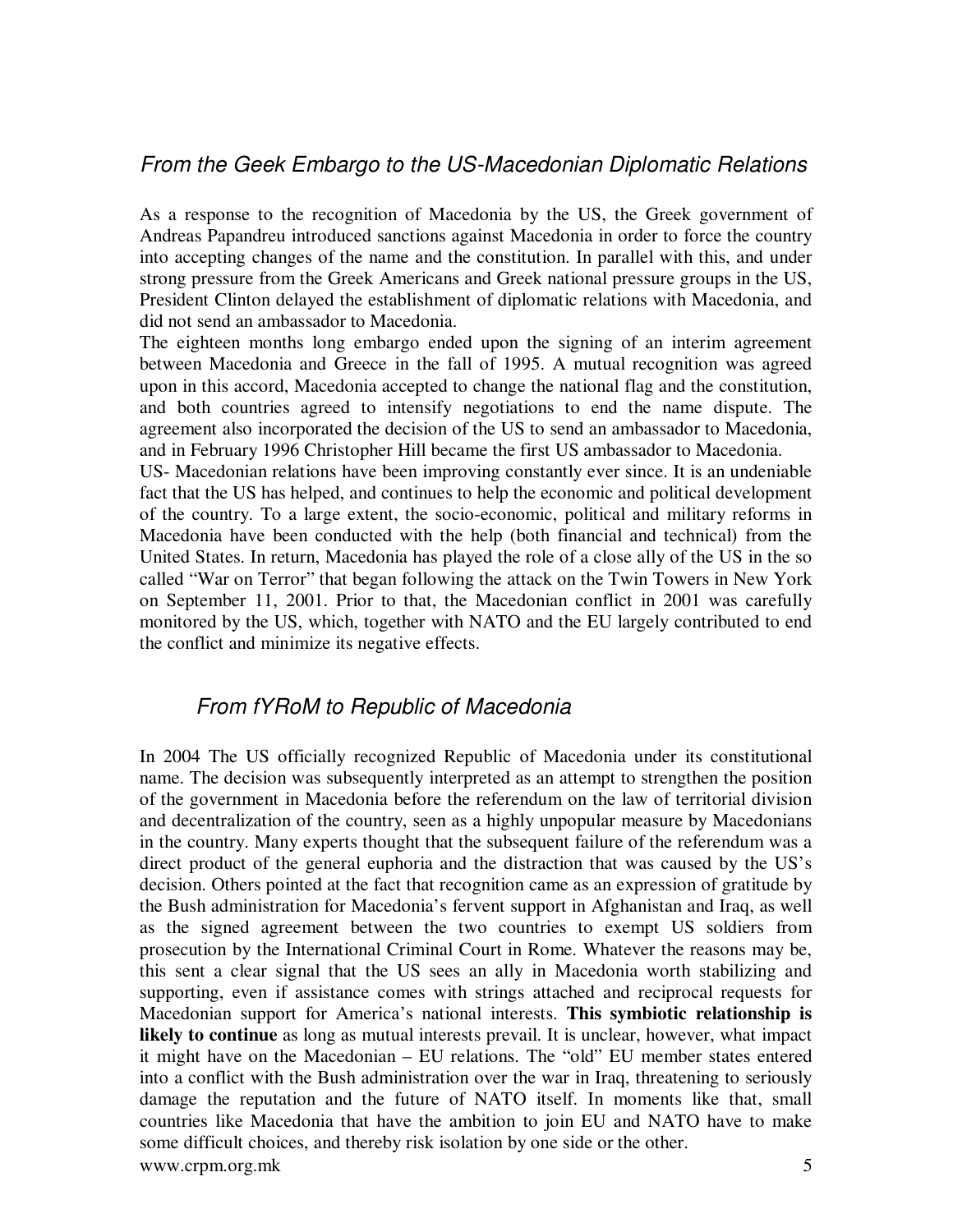## *From the Geek Embargo to the US-Macedonian Diplomatic Relations*

As a response to the recognition of Macedonia by the US, the Greek government of Andreas Papandreu introduced sanctions against Macedonia in order to force the country into accepting changes of the name and the constitution. In parallel with this, and under strong pressure from the Greek Americans and Greek national pressure groups in the US, President Clinton delayed the establishment of diplomatic relations with Macedonia, and did not send an ambassador to Macedonia.

The eighteen months long embargo ended upon the signing of an interim agreement between Macedonia and Greece in the fall of 1995. A mutual recognition was agreed upon in this accord, Macedonia accepted to change the national flag and the constitution, and both countries agreed to intensify negotiations to end the name dispute. The agreement also incorporated the decision of the US to send an ambassador to Macedonia, and in February 1996 Christopher Hill became the first US ambassador to Macedonia.

US- Macedonian relations have been improving constantly ever since. It is an undeniable fact that the US has helped, and continues to help the economic and political development of the country. To a large extent, the socio-economic, political and military reforms in Macedonia have been conducted with the help (both financial and technical) from the United States. In return, Macedonia has played the role of a close ally of the US in the so called "War on Terror" that began following the attack on the Twin Towers in New York on September 11, 2001. Prior to that, the Macedonian conflict in 2001 was carefully monitored by the US, which, together with NATO and the EU largely contributed to end the conflict and minimize its negative effects.

## *From fYRoM to Republic of Macedonia*

In 2004 The US officially recognized Republic of Macedonia under its constitutional name. The decision was subsequently interpreted as an attempt to strengthen the position of the government in Macedonia before the referendum on the law of territorial division and decentralization of the country, seen as a highly unpopular measure by Macedonians in the country. Many experts thought that the subsequent failure of the referendum was a direct product of the general euphoria and the distraction that was caused by the US's decision. Others pointed at the fact that recognition came as an expression of gratitude by the Bush administration for Macedonia's fervent support in Afghanistan and Iraq, as well as the signed agreement between the two countries to exempt US soldiers from prosecution by the International Criminal Court in Rome. Whatever the reasons may be, this sent a clear signal that the US sees an ally in Macedonia worth stabilizing and supporting, even if assistance comes with strings attached and reciprocal requests for Macedonian support for America's national interests. **This symbiotic relationship is likely to continue** as long as mutual interests prevail. It is unclear, however, what impact it might have on the Macedonian – EU relations. The "old" EU member states entered into a conflict with the Bush administration over the war in Iraq, threatening to seriously damage the reputation and the future of NATO itself. In moments like that, small countries like Macedonia that have the ambition to join EU and NATO have to make some difficult choices, and thereby risk isolation by one side or the other.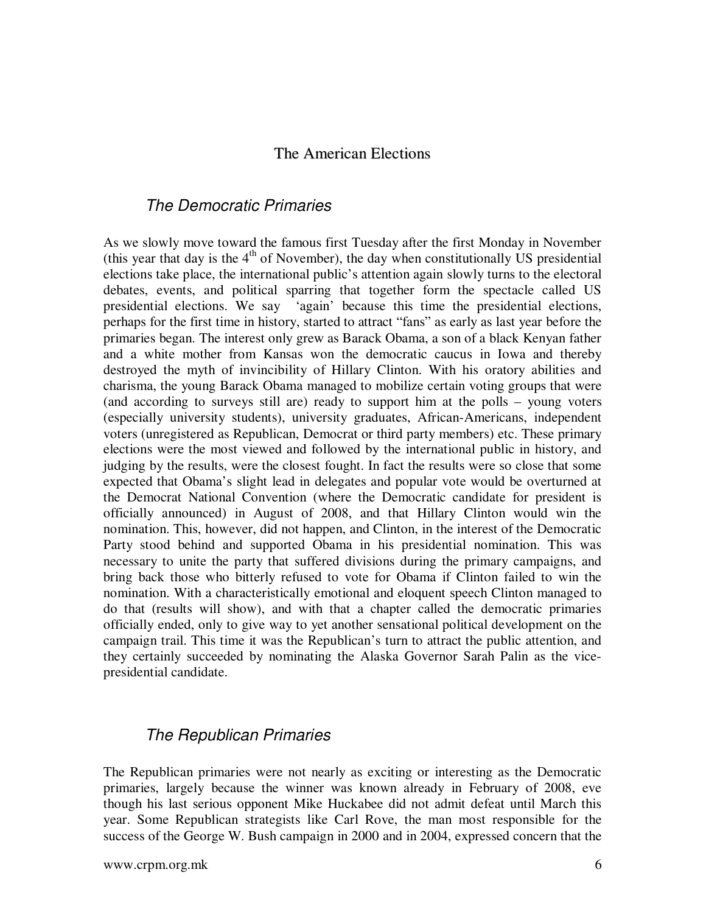# The American Elections

## *The Democratic Primaries*

As we slowly move toward the famous first Tuesday after the first Monday in November (this year that day is the 4th of November), the day when constitutionally US presidential elections take place, the international public's attention again slowly turns to the electoral debates, events, and political sparring that together form the spectacle called US presidential elections. We say 'again' because this time the presidential elections, perhaps for the first time in history, started to attract "fans" as early as last year before the primaries began. The interest only grew as Barack Obama, a son of a black Kenyan father and a white mother from Kansas won the democratic caucus in Iowa and thereby destroyed the myth of invincibility of Hillary Clinton. With his oratory abilities and charisma, the young Barack Obama managed to mobilize certain voting groups that were (and according to surveys still are) ready to support him at the polls – young voters (especially university students), university graduates, African-Americans, independent voters (unregistered as Republican, Democrat or third party members) etc. These primary elections were the most viewed and followed by the international public in history, and judging by the results, were the closest fought. In fact the results were so close that some expected that Obama's slight lead in delegates and popular vote would be overturned at the Democrat National Convention (where the Democratic candidate for president is officially announced) in August of 2008, and that Hillary Clinton would win the nomination. This, however, did not happen, and Clinton, in the interest of the Democratic Party stood behind and supported Obama in his presidential nomination. This was necessary to unite the party that suffered divisions during the primary campaigns, and bring back those who bitterly refused to vote for Obama if Clinton failed to win the nomination. With a characteristically emotional and eloquent speech Clinton managed to do that (results will show), and with that a chapter called the democratic primaries officially ended, only to give way to yet another sensational political development on the campaign trail. This time it was the Republican's turn to attract the public attention, and they certainly succeeded by nominating the Alaska Governor Sarah Palin as the vice-presidential candidate.

## *The Republican Primaries*

The Republican primaries were not nearly as exciting or interesting as the Democratic primaries, largely because the winner was known already in February of 2008, eve though his last serious opponent Mike Huckabee did not admit defeat until March this year. Some Republican strategists like Carl Rove, the man most responsible for the success of the George W. Bush campaign in 2000 and in 2004, expressed concern that the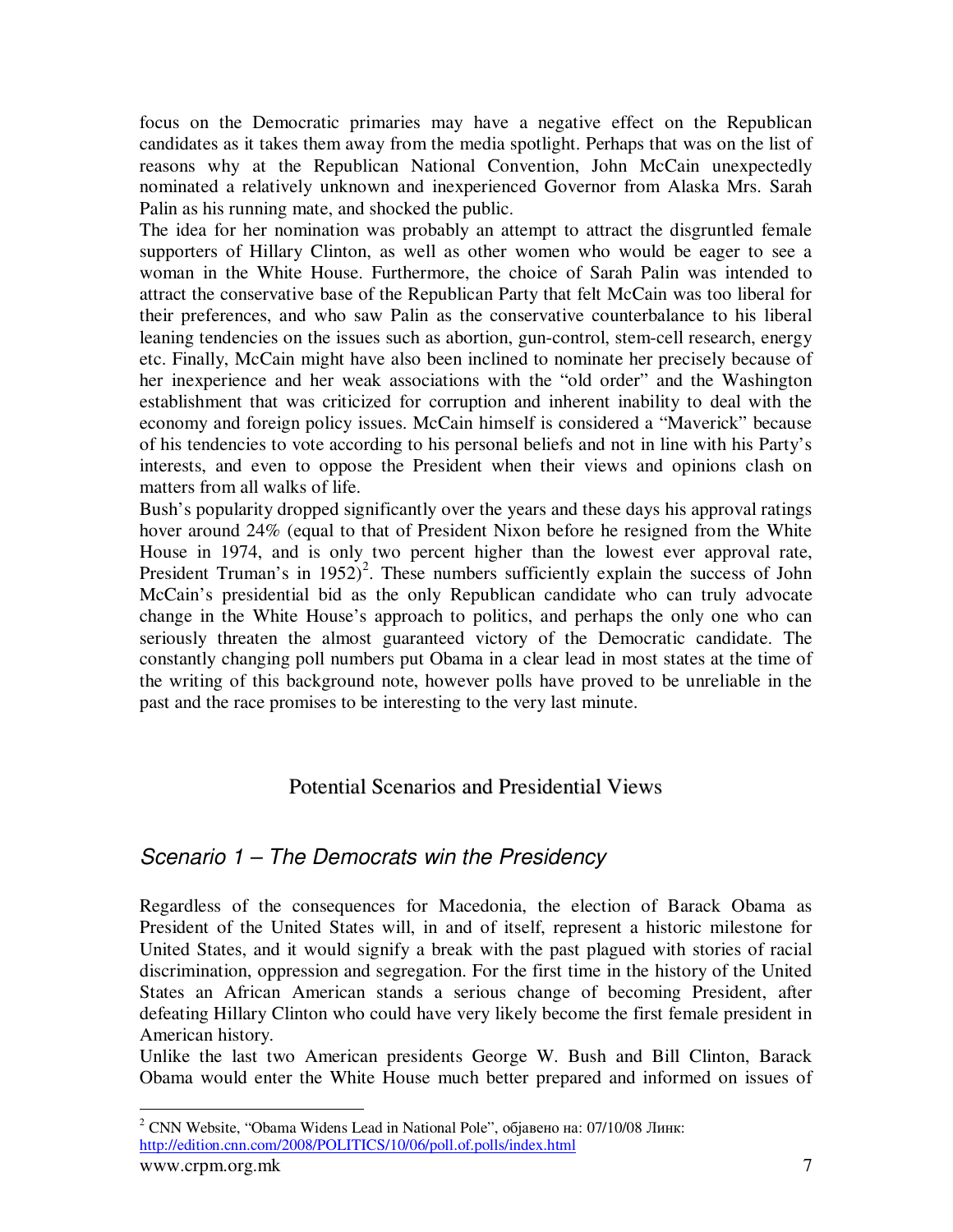focus on the Democratic primaries may have a negative effect on the Republican candidates as it takes them away from the media spotlight. Perhaps that was on the list of reasons why at the Republican National Convention, John McCain unexpectedly nominated a relatively unknown and inexperienced Governor from Alaska Mrs. Sarah Palin as his running mate, and shocked the public.

The idea for her nomination was probably an attempt to attract the disgruntled female supporters of Hillary Clinton, as well as other women who would be eager to see a woman in the White House. Furthermore, the choice of Sarah Palin was intended to attract the conservative base of the Republican Party that felt McCain was too liberal for their preferences, and who saw Palin as the conservative counterbalance to his liberal leaning tendencies on the issues such as abortion, gun-control, stem-cell research, energy etc. Finally, McCain might have also been inclined to nominate her precisely because of her inexperience and her weak associations with the "old order" and the Washington establishment that was criticized for corruption and inherent inability to deal with the economy and foreign policy issues. McCain himself is considered a "Maverick" because of his tendencies to vote according to his personal beliefs and not in line with his Party's interests, and even to oppose the President when their views and opinions clash on matters from all walks of life.

Bush's popularity dropped significantly over the years and these days his approval ratings hover around 24% (equal to that of President Nixon before he resigned from the White House in 1974, and is only two percent higher than the lowest ever approval rate, President Truman's in 1952)[2]. These numbers sufficiently explain the success of John McCain's presidential bid as the only Republican candidate who can truly advocate change in the White House's approach to politics, and perhaps the only one who can seriously threaten the almost guaranteed victory of the Democratic candidate. The constantly changing poll numbers put Obama in a clear lead in most states at the time of the writing of this background note, however polls have proved to be unreliable in the past and the race promises to be interesting to the very last minute.

## Potential Scenarios and Presidential Views

### *Scenario 1 – The Democrats win the Presidency*

Regardless of the consequences for Macedonia, the election of Barack Obama as President of the United States will, in and of itself, represent a historic milestone for United States, and it would signify a break with the past plagued with stories of racial discrimination, oppression and segregation. For the first time in the history of the United States an African American stands a serious change of becoming President, after defeating Hillary Clinton who could have very likely become the first female president in American history.

Unlike the last two American presidents George W. Bush and Bill Clinton, Barack Obama would enter the White House much better prepared and informed on issues of

---

[2] CNN Website, "Obama Widens Lead in National Pole", објавено на: 07/10/08 Линк: http://edition.cnn.com/2008/POLITICS/10/06/poll.of.polls/index.html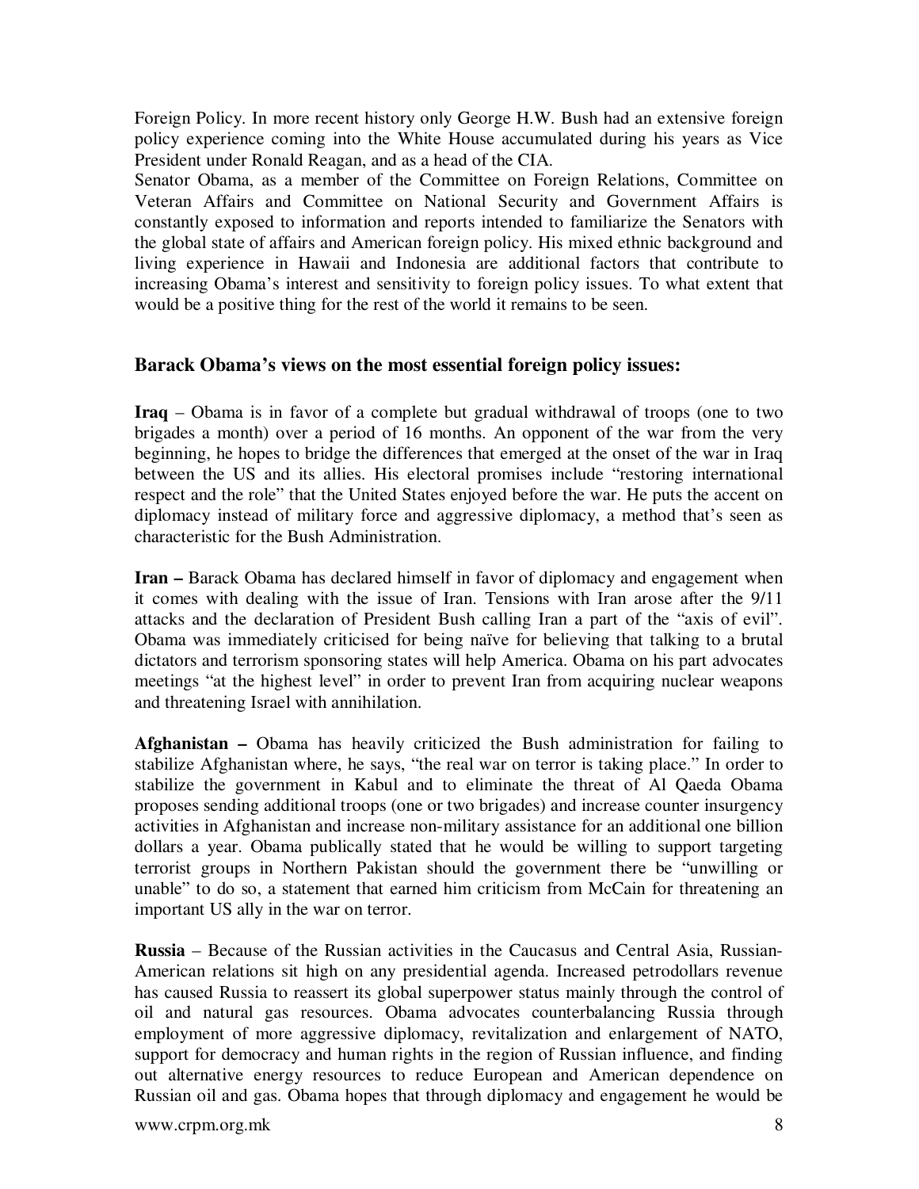Foreign Policy. In more recent history only George H.W. Bush had an extensive foreign policy experience coming into the White House accumulated during his years as Vice President under Ronald Reagan, and as a head of the CIA.

Senator Obama, as a member of the Committee on Foreign Relations, Committee on Veteran Affairs and Committee on National Security and Government Affairs is constantly exposed to information and reports intended to familiarize the Senators with the global state of affairs and American foreign policy. His mixed ethnic background and living experience in Hawaii and Indonesia are additional factors that contribute to increasing Obama's interest and sensitivity to foreign policy issues. To what extent that would be a positive thing for the rest of the world it remains to be seen.

### Barack Obama's views on the most essential foreign policy issues:

**Iraq** – Obama is in favor of a complete but gradual withdrawal of troops (one to two brigades a month) over a period of 16 months. An opponent of the war from the very beginning, he hopes to bridge the differences that emerged at the onset of the war in Iraq between the US and its allies. His electoral promises include "restoring international respect and the role" that the United States enjoyed before the war. He puts the accent on diplomacy instead of military force and aggressive diplomacy, a method that's seen as characteristic for the Bush Administration.

**Iran –** Barack Obama has declared himself in favor of diplomacy and engagement when it comes with dealing with the issue of Iran. Tensions with Iran arose after the 9/11 attacks and the declaration of President Bush calling Iran a part of the "axis of evil". Obama was immediately criticised for being naïve for believing that talking to a brutal dictators and terrorism sponsoring states will help America. Obama on his part advocates meetings "at the highest level" in order to prevent Iran from acquiring nuclear weapons and threatening Israel with annihilation.

**Afghanistan –** Obama has heavily criticized the Bush administration for failing to stabilize Afghanistan where, he says, "the real war on terror is taking place." In order to stabilize the government in Kabul and to eliminate the threat of Al Qaeda Obama proposes sending additional troops (one or two brigades) and increase counter insurgency activities in Afghanistan and increase non-military assistance for an additional one billion dollars a year. Obama publically stated that he would be willing to support targeting terrorist groups in Northern Pakistan should the government there be "unwilling or unable" to do so, a statement that earned him criticism from McCain for threatening an important US ally in the war on terror.

**Russia** – Because of the Russian activities in the Caucasus and Central Asia, Russian-American relations sit high on any presidential agenda. Increased petrodollars revenue has caused Russia to reassert its global superpower status mainly through the control of oil and natural gas resources. Obama advocates counterbalancing Russia through employment of more aggressive diplomacy, revitalization and enlargement of NATO, support for democracy and human rights in the region of Russian influence, and finding out alternative energy resources to reduce European and American dependence on Russian oil and gas. Obama hopes that through diplomacy and engagement he would be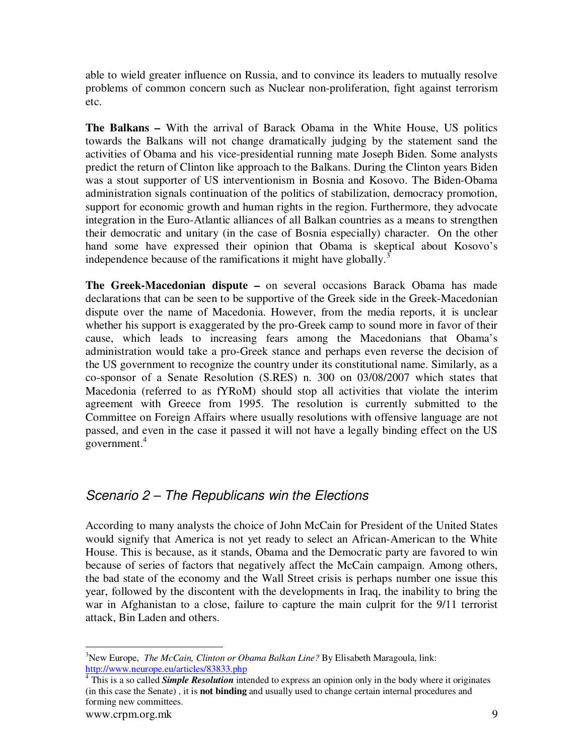able to wield greater influence on Russia, and to convince its leaders to mutually resolve problems of common concern such as Nuclear non-proliferation, fight against terrorism etc.

**The Balkans –** With the arrival of Barack Obama in the White House, US politics towards the Balkans will not change dramatically judging by the statement sand the activities of Obama and his vice-presidential running mate Joseph Biden. Some analysts predict the return of Clinton like approach to the Balkans. During the Clinton years Biden was a stout supporter of US interventionism in Bosnia and Kosovo. The Biden-Obama administration signals continuation of the politics of stabilization, democracy promotion, support for economic growth and human rights in the region. Furthermore, they advocate integration in the Euro-Atlantic alliances of all Balkan countries as a means to strengthen their democratic and unitary (in the case of Bosnia especially) character. On the other hand some have expressed their opinion that Obama is skeptical about Kosovo's independence because of the ramifications it might have globally.[3]

**The Greek-Macedonian dispute –** on several occasions Barack Obama has made declarations that can be seen to be supportive of the Greek side in the Greek-Macedonian dispute over the name of Macedonia. However, from the media reports, it is unclear whether his support is exaggerated by the pro-Greek camp to sound more in favor of their cause, which leads to increasing fears among the Macedonians that Obama's administration would take a pro-Greek stance and perhaps even reverse the decision of the US government to recognize the country under its constitutional name. Similarly, as a co-sponsor of a Senate Resolution (S.RES) n. 300 on 03/08/2007 which states that Macedonia (referred to as fYRoM) should stop all activities that violate the interim agreement with Greece from 1995. The resolution is currently submitted to the Committee on Foreign Affairs where usually resolutions with offensive language are not passed, and even in the case it passed it will not have a legally binding effect on the US government.[4]

## *Scenario 2 – The Republicans win the Elections*

According to many analysts the choice of John McCain for President of the United States would signify that America is not yet ready to select an African-American to the White House. This is because, as it stands, Obama and the Democratic party are favored to win because of series of factors that negatively affect the McCain campaign. Among others, the bad state of the economy and the Wall Street crisis is perhaps number one issue this year, followed by the discontent with the developments in Iraq, the inability to bring the war in Afghanistan to a close, failure to capture the main culprit for the 9/11 terrorist attack, Bin Laden and others.

---

[3] New Europe, *The McCain, Clinton or Obama Balkan Line?* By Elisabeth Maragoula, link: http://www.neurope.eu/articles/83833.php

[4] This is a so called ***Simple Resolution*** intended to express an opinion only in the body where it originates (in this case the Senate) , it is **not binding** and usually used to change certain internal procedures and forming new committees.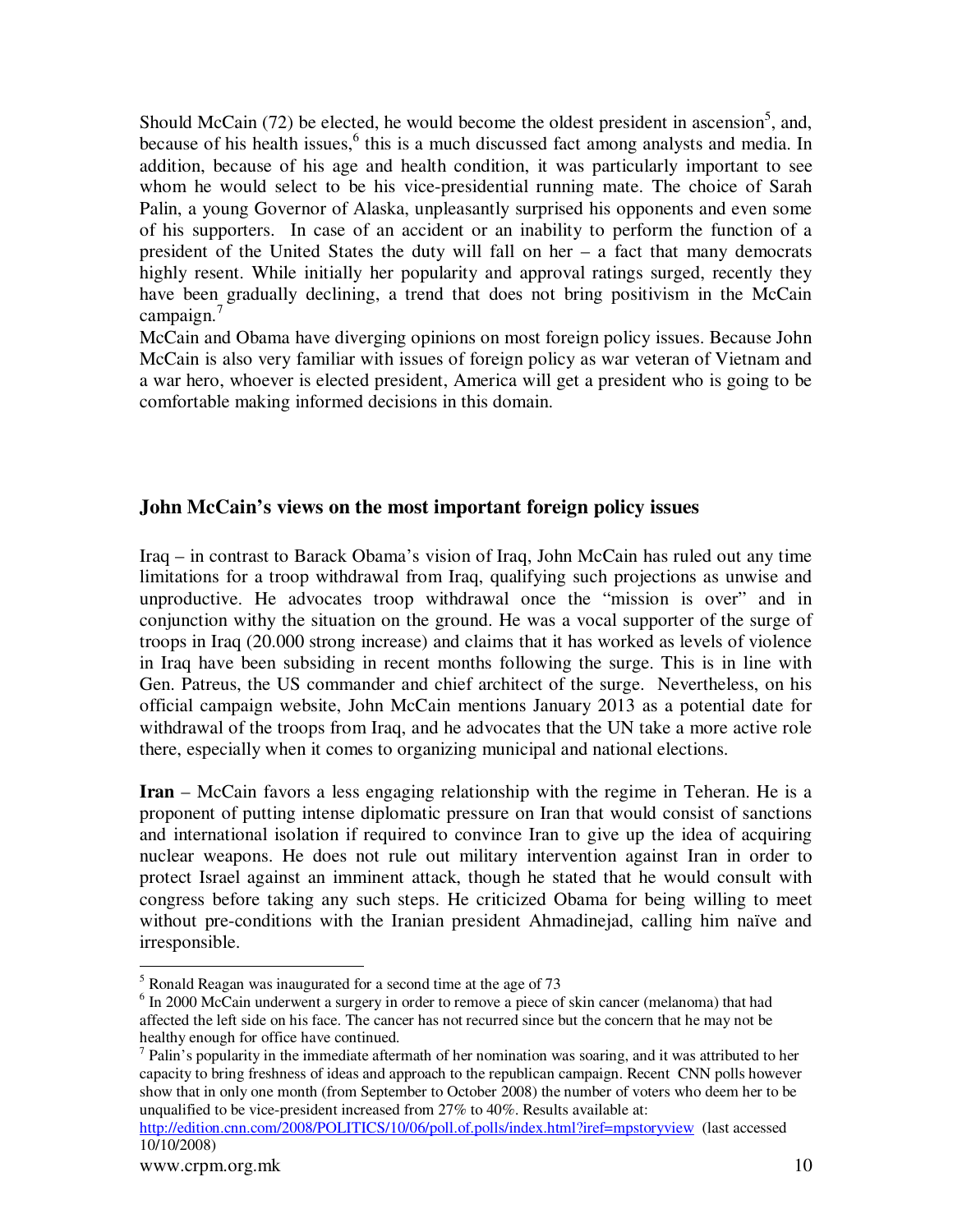Should McCain (72) be elected, he would become the oldest president in ascension[5], and, because of his health issues,[6] this is a much discussed fact among analysts and media. In addition, because of his age and health condition, it was particularly important to see whom he would select to be his vice-presidential running mate. The choice of Sarah Palin, a young Governor of Alaska, unpleasantly surprised his opponents and even some of his supporters. In case of an accident or an inability to perform the function of a president of the United States the duty will fall on her – a fact that many democrats highly resent. While initially her popularity and approval ratings surged, recently they have been gradually declining, a trend that does not bring positivism in the McCain campaign.[7]

McCain and Obama have diverging opinions on most foreign policy issues. Because John McCain is also very familiar with issues of foreign policy as war veteran of Vietnam and a war hero, whoever is elected president, America will get a president who is going to be comfortable making informed decisions in this domain.

## John McCain's views on the most important foreign policy issues

Iraq – in contrast to Barack Obama's vision of Iraq, John McCain has ruled out any time limitations for a troop withdrawal from Iraq, qualifying such projections as unwise and unproductive. He advocates troop withdrawal once the "mission is over" and in conjunction withy the situation on the ground. He was a vocal supporter of the surge of troops in Iraq (20.000 strong increase) and claims that it has worked as levels of violence in Iraq have been subsiding in recent months following the surge. This is in line with Gen. Patreus, the US commander and chief architect of the surge. Nevertheless, on his official campaign website, John McCain mentions January 2013 as a potential date for withdrawal of the troops from Iraq, and he advocates that the UN take a more active role there, especially when it comes to organizing municipal and national elections.

**Iran** – McCain favors a less engaging relationship with the regime in Teheran. He is a proponent of putting intense diplomatic pressure on Iran that would consist of sanctions and international isolation if required to convince Iran to give up the idea of acquiring nuclear weapons. He does not rule out military intervention against Iran in order to protect Israel against an imminent attack, though he stated that he would consult with congress before taking any such steps. He criticized Obama for being willing to meet without pre-conditions with the Iranian president Ahmadinejad, calling him naïve and irresponsible.

---

[5] Ronald Reagan was inaugurated for a second time at the age of 73

[6] In 2000 McCain underwent a surgery in order to remove a piece of skin cancer (melanoma) that had affected the left side on his face. The cancer has not recurred since but the concern that he may not be healthy enough for office have continued.

[7] Palin's popularity in the immediate aftermath of her nomination was soaring, and it was attributed to her capacity to bring freshness of ideas and approach to the republican campaign. Recent CNN polls however show that in only one month (from September to October 2008) the number of voters who deem her to be unqualified to be vice-president increased from 27% to 40%. Results available at: http://edition.cnn.com/2008/POLITICS/10/06/poll.of.polls/index.html?iref=mpstoryview (last accessed 10/10/2008)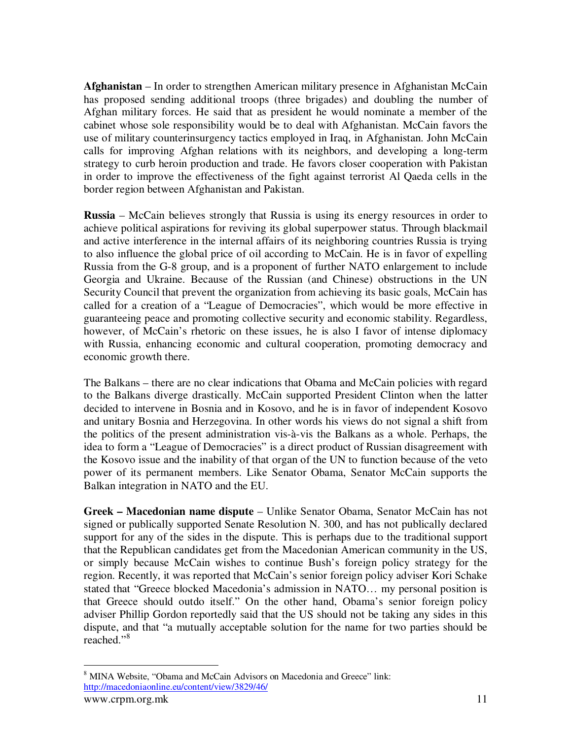**Afghanistan** – In order to strengthen American military presence in Afghanistan McCain has proposed sending additional troops (three brigades) and doubling the number of Afghan military forces. He said that as president he would nominate a member of the cabinet whose sole responsibility would be to deal with Afghanistan. McCain favors the use of military counterinsurgency tactics employed in Iraq, in Afghanistan. John McCain calls for improving Afghan relations with its neighbors, and developing a long-term strategy to curb heroin production and trade. He favors closer cooperation with Pakistan in order to improve the effectiveness of the fight against terrorist Al Qaeda cells in the border region between Afghanistan and Pakistan.

**Russia** – McCain believes strongly that Russia is using its energy resources in order to achieve political aspirations for reviving its global superpower status. Through blackmail and active interference in the internal affairs of its neighboring countries Russia is trying to also influence the global price of oil according to McCain. He is in favor of expelling Russia from the G-8 group, and is a proponent of further NATO enlargement to include Georgia and Ukraine. Because of the Russian (and Chinese) obstructions in the UN Security Council that prevent the organization from achieving its basic goals, McCain has called for a creation of a "League of Democracies", which would be more effective in guaranteeing peace and promoting collective security and economic stability. Regardless, however, of McCain's rhetoric on these issues, he is also I favor of intense diplomacy with Russia, enhancing economic and cultural cooperation, promoting democracy and economic growth there.

The Balkans – there are no clear indications that Obama and McCain policies with regard to the Balkans diverge drastically. McCain supported President Clinton when the latter decided to intervene in Bosnia and in Kosovo, and he is in favor of independent Kosovo and unitary Bosnia and Herzegovina. In other words his views do not signal a shift from the politics of the present administration vis-à-vis the Balkans as a whole. Perhaps, the idea to form a "League of Democracies" is a direct product of Russian disagreement with the Kosovo issue and the inability of that organ of the UN to function because of the veto power of its permanent members. Like Senator Obama, Senator McCain supports the Balkan integration in NATO and the EU.

**Greek – Macedonian name dispute** – Unlike Senator Obama, Senator McCain has not signed or publically supported Senate Resolution N. 300, and has not publically declared support for any of the sides in the dispute. This is perhaps due to the traditional support that the Republican candidates get from the Macedonian American community in the US, or simply because McCain wishes to continue Bush's foreign policy strategy for the region. Recently, it was reported that McCain's senior foreign policy adviser Kori Schake stated that "Greece blocked Macedonia's admission in NATO… my personal position is that Greece should outdo itself." On the other hand, Obama's senior foreign policy adviser Phillip Gordon reportedly said that the US should not be taking any sides in this dispute, and that "a mutually acceptable solution for the name for two parties should be reached."[8]

---

[8] MINA Website, "Obama and McCain Advisors on Macedonia and Greece" link: http://macedoniaonline.eu/content/view/3829/46/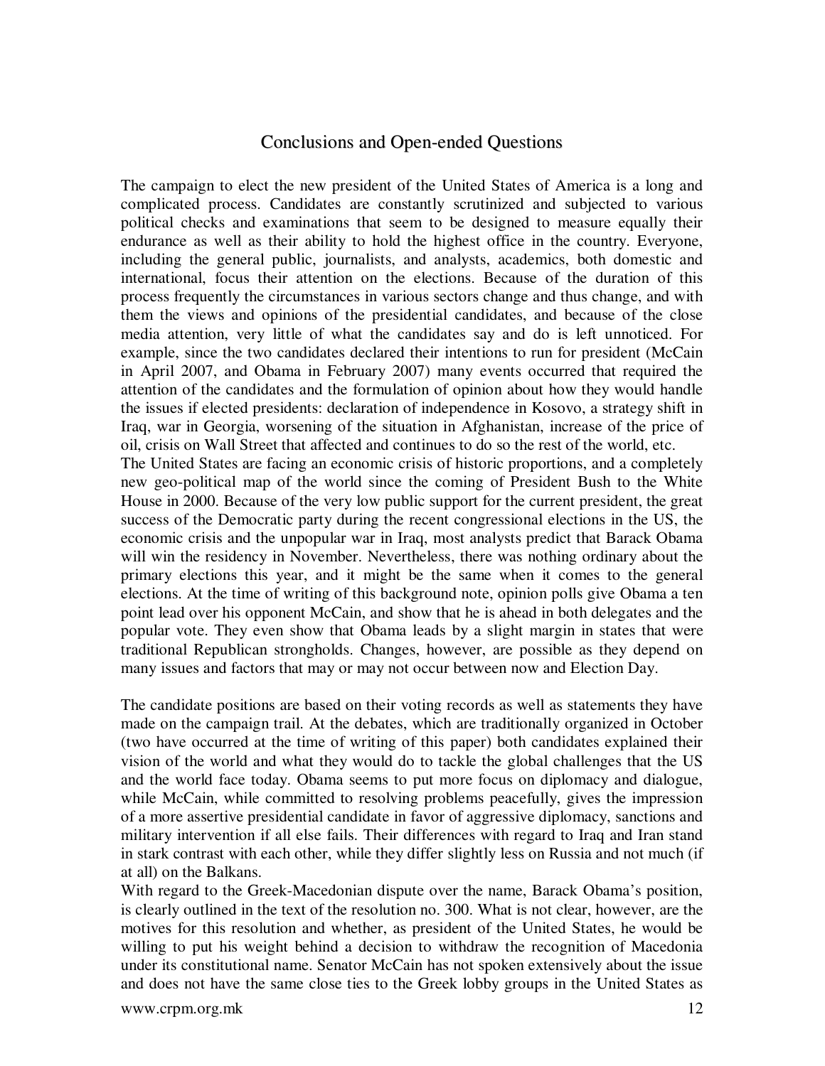## Conclusions and Open-ended Questions

The campaign to elect the new president of the United States of America is a long and complicated process. Candidates are constantly scrutinized and subjected to various political checks and examinations that seem to be designed to measure equally their endurance as well as their ability to hold the highest office in the country. Everyone, including the general public, journalists, and analysts, academics, both domestic and international, focus their attention on the elections. Because of the duration of this process frequently the circumstances in various sectors change and thus change, and with them the views and opinions of the presidential candidates, and because of the close media attention, very little of what the candidates say and do is left unnoticed. For example, since the two candidates declared their intentions to run for president (McCain in April 2007, and Obama in February 2007) many events occurred that required the attention of the candidates and the formulation of opinion about how they would handle the issues if elected presidents: declaration of independence in Kosovo, a strategy shift in Iraq, war in Georgia, worsening of the situation in Afghanistan, increase of the price of oil, crisis on Wall Street that affected and continues to do so the rest of the world, etc.

The United States are facing an economic crisis of historic proportions, and a completely new geo-political map of the world since the coming of President Bush to the White House in 2000. Because of the very low public support for the current president, the great success of the Democratic party during the recent congressional elections in the US, the economic crisis and the unpopular war in Iraq, most analysts predict that Barack Obama will win the residency in November. Nevertheless, there was nothing ordinary about the primary elections this year, and it might be the same when it comes to the general elections. At the time of writing of this background note, opinion polls give Obama a ten point lead over his opponent McCain, and show that he is ahead in both delegates and the popular vote. They even show that Obama leads by a slight margin in states that were traditional Republican strongholds. Changes, however, are possible as they depend on many issues and factors that may or may not occur between now and Election Day.

The candidate positions are based on their voting records as well as statements they have made on the campaign trail. At the debates, which are traditionally organized in October (two have occurred at the time of writing of this paper) both candidates explained their vision of the world and what they would do to tackle the global challenges that the US and the world face today. Obama seems to put more focus on diplomacy and dialogue, while McCain, while committed to resolving problems peacefully, gives the impression of a more assertive presidential candidate in favor of aggressive diplomacy, sanctions and military intervention if all else fails. Their differences with regard to Iraq and Iran stand in stark contrast with each other, while they differ slightly less on Russia and not much (if at all) on the Balkans.

With regard to the Greek-Macedonian dispute over the name, Barack Obama's position, is clearly outlined in the text of the resolution no. 300. What is not clear, however, are the motives for this resolution and whether, as president of the United States, he would be willing to put his weight behind a decision to withdraw the recognition of Macedonia under its constitutional name. Senator McCain has not spoken extensively about the issue and does not have the same close ties to the Greek lobby groups in the United States as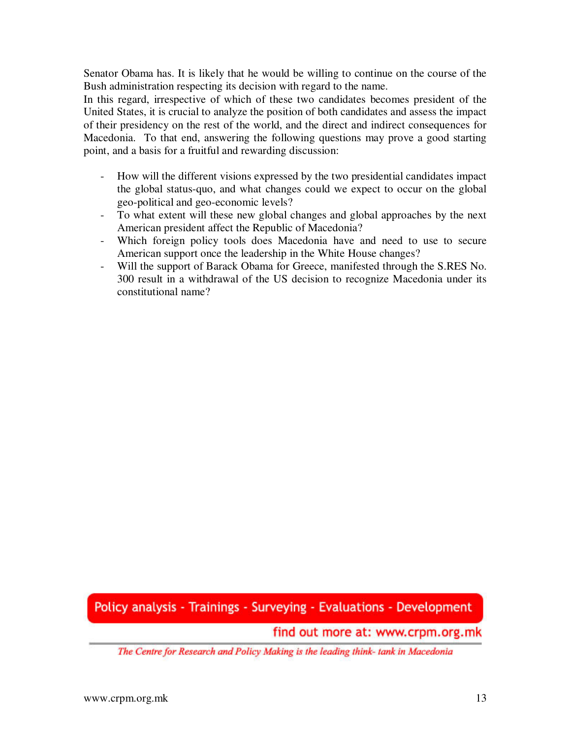Senator Obama has. It is likely that he would be willing to continue on the course of the Bush administration respecting its decision with regard to the name.

In this regard, irrespective of which of these two candidates becomes president of the United States, it is crucial to analyze the position of both candidates and assess the impact of their presidency on the rest of the world, and the direct and indirect consequences for Macedonia. To that end, answering the following questions may prove a good starting point, and a basis for a fruitful and rewarding discussion:

- How will the different visions expressed by the two presidential candidates impact the global status-quo, and what changes could we expect to occur on the global geo-political and geo-economic levels?
- To what extent will these new global changes and global approaches by the next American president affect the Republic of Macedonia?
- Which foreign policy tools does Macedonia have and need to use to secure American support once the leadership in the White House changes?
- Will the support of Barack Obama for Greece, manifested through the S.RES No. 300 result in a withdrawal of the US decision to recognize Macedonia under its constitutional name?

Policy analysis - Trainings - Surveying - Evaluations - Development

find out more at: www.crpm.org.mk

*The Centre for Research and Policy Making is the leading think- tank in Macedonia*